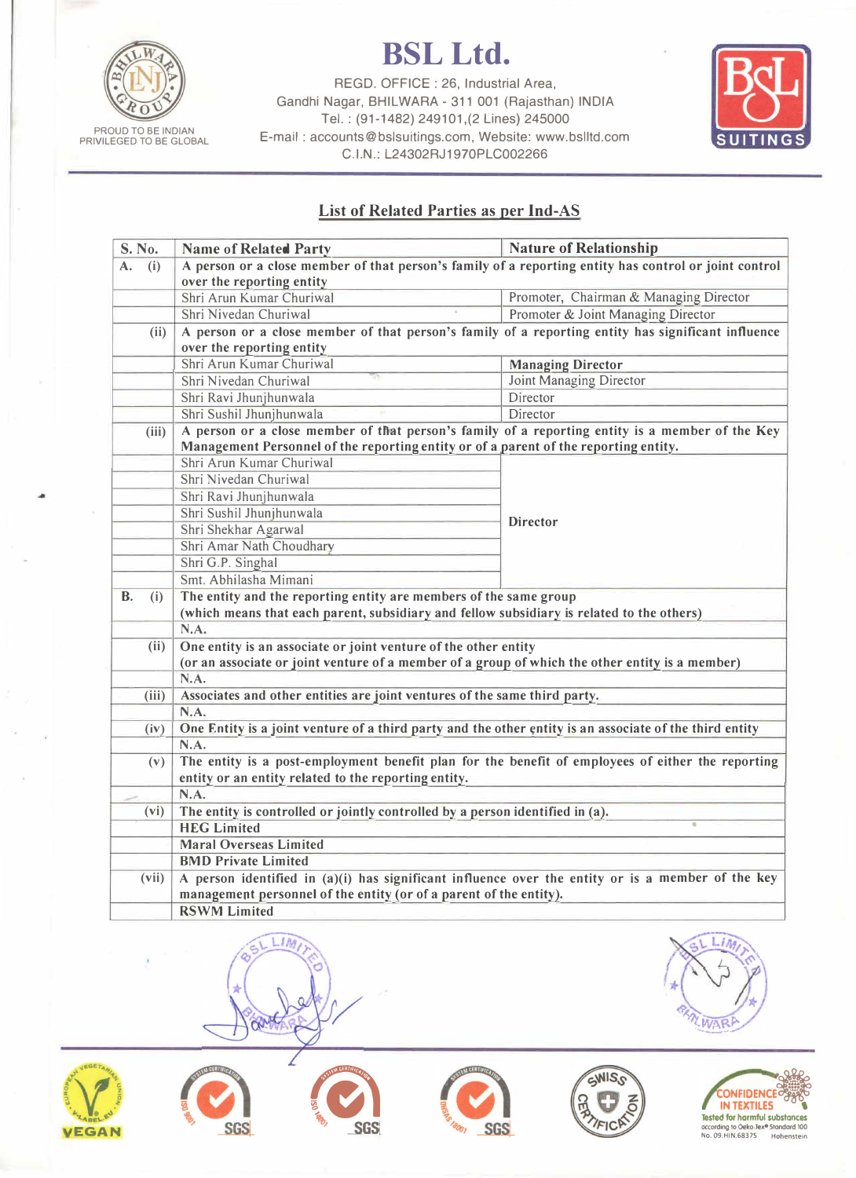# BSL Ltd.

REGD. OFFICE : 26, Industrial Area,
Gandhi Nagar, BHILWARA - 311 001 (Rajasthan) INDIA
Tel. : (91-1482) 249101,(2 Lines) 245000
E-mail : accounts@bslsuitings.com, Website: www.bslltd.com
C.I.N.: L24302RJ1970PLC002266

PROUD TO BE INDIAN
PRIVILEGED TO BE GLOBAL

SUITINGS

## List of Related Parties as per Ind-AS

| S. No. | Name of Related Party | Nature of Relationship |
|---|---|---|
| A. (i) | A person or a close member of that person's family of a reporting entity has control or joint control over the reporting entity | |
| | Shri Arun Kumar Churiwal | Promoter, Chairman & Managing Director |
| | Shri Nivedan Churiwal | Promoter & Joint Managing Director |
| (ii) | A person or a close member of that person's family of a reporting entity has significant influence over the reporting entity | |
| | Shri Arun Kumar Churiwal | Managing Director |
| | Shri Nivedan Churiwal | Joint Managing Director |
| | Shri Ravi Jhunjhunwala | Director |
| | Shri Sushil Jhunjhunwala | Director |
| (iii) | A person or a close member of that person's family of a reporting entity is a member of the Key Management Personnel of the reporting entity or of a parent of the reporting entity. | |
| | Shri Arun Kumar Churiwal | Director |
| | Shri Nivedan Churiwal | |
| | Shri Ravi Jhunjhunwala | |
| | Shri Sushil Jhunjhunwala | |
| | Shri Shekhar Agarwal | |
| | Shri Amar Nath Choudhary | |
| | Shri G.P. Singhal | |
| | Smt. Abhilasha Mimani | |
| B. (i) | The entity and the reporting entity are members of the same group (which means that each parent, subsidiary and fellow subsidiary is related to the others) | |
| | N.A. | |
| (ii) | One entity is an associate or joint venture of the other entity (or an associate or joint venture of a member of a group of which the other entity is a member) | |
| | N.A. | |
| (iii) | Associates and other entities are joint ventures of the same third party. | |
| | N.A. | |
| (iv) | One Entity is a joint venture of a third party and the other entity is an associate of the third entity | |
| | N.A. | |
| (v) | The entity is a post-employment benefit plan for the benefit of employees of either the reporting entity or an entity related to the reporting entity. | |
| | N.A. | |
| (vi) | The entity is controlled or jointly controlled by a person identified in (a). | |
| | HEG Limited | |
| | Maral Overseas Limited | |
| | BMD Private Limited | |
| (vii) | A person identified in (a)(i) has significant influence over the entity or is a member of the key management personnel of the entity (or of a parent of the entity). | |
| | RSWM Limited | |

VEGAN

CONFIDENCE IN TEXTILES
Tested for harmful substances
according to Oeko-Tex® Standard 100
No. 09.HIN.68375 Hohenstein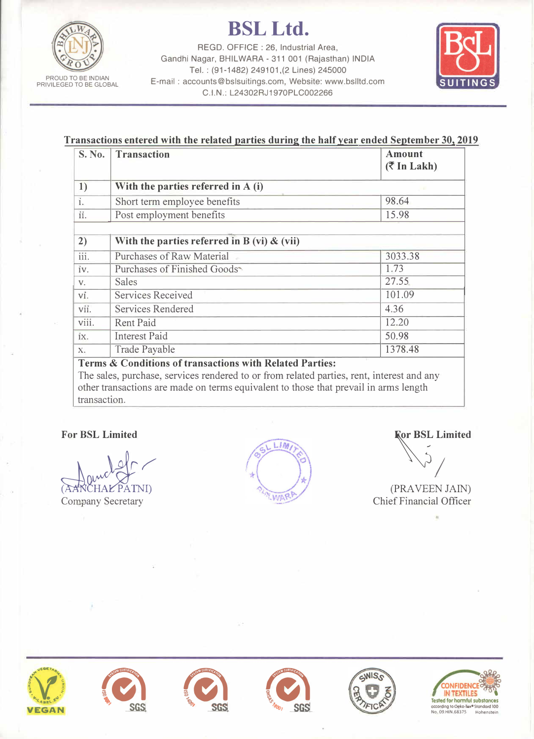# BSL Ltd.

REGD. OFFICE : 26, Industrial Area,
Gandhi Nagar, BHILWARA - 311 001 (Rajasthan) INDIA
Tel. : (91-1482) 249101,(2 Lines) 245000
E-mail : accounts@bslsuitings.com, Website: www.bslltd.com
C.I.N.: L24302RJ1970PLC002266

PROUD TO BE INDIAN
PRIVILEGED TO BE GLOBAL

**Transactions entered with the related parties during the half year ended September 30, 2019**

| S. No. | Transaction | Amount (₹ In Lakh) |
|---|---|---|
| **1)** | **With the parties referred in A (i)** | |
| i. | Short term employee benefits | 98.64 |
| ii. | Post employment benefits | 15.98 |
| | | |
| **2)** | **With the parties referred in B (vi) & (vii)** | |
| iii. | Purchases of Raw Material | 3033.38 |
| iv. | Purchases of Finished Goods | 1.73 |
| v. | Sales | 27.55 |
| vi. | Services Received | 101.09 |
| vii. | Services Rendered | 4.36 |
| viii. | Rent Paid | 12.20 |
| ix. | Interest Paid | 50.98 |
| x. | Trade Payable | 1378.48 |

**Terms & Conditions of transactions with Related Parties:**
The sales, purchase, services rendered to or from related parties, rent, interest and any other transactions are made on terms equivalent to those that prevail in arms length transaction.

**For BSL Limited**

(AANCHAL PATNI)
Company Secretary

**For BSL Limited**

(PRAVEEN JAIN)
Chief Financial Officer